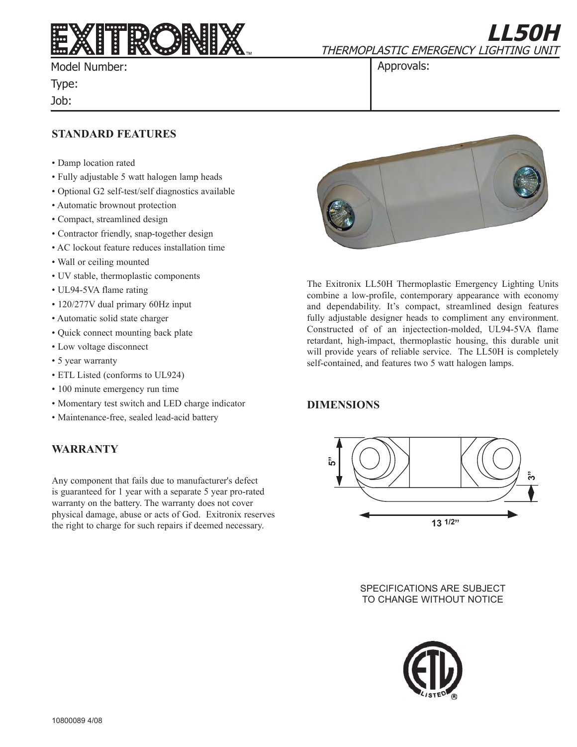# EXITRONIX™

## LL50H

*THERMOPLASTIC EMERGENCY LIGHTING UNIT*

Model Number:

Type:

Job:

Approvals:

### STANDARD FEATURES

- Damp location rated
- Fully adjustable 5 watt halogen lamp heads
- Optional G2 self-test/self diagnostics available
- Automatic brownout protection
- Compact, streamlined design
- Contractor friendly, snap-together design
- AC lockout feature reduces installation time
- Wall or ceiling mounted
- UV stable, thermoplastic components
- UL94-5VA flame rating
- 120/277V dual primary 60Hz input
- Automatic solid state charger
- Quick connect mounting back plate
- Low voltage disconnect
- 5 year warranty
- ETL Listed (conforms to UL924)
- 100 minute emergency run time
- Momentary test switch and LED charge indicator
- Maintenance-free, sealed lead-acid battery

The Exitronix LL50H Thermoplastic Emergency Lighting Units combine a low-profile, contemporary appearance with economy and dependability. It's compact, streamlined design features fully adjustable designer heads to compliment any environment. Constructed of of an injectection-molded, UL94-5VA flame retardant, high-impact, thermoplastic housing, this durable unit will provide years of reliable service. The LL50H is completely self-contained, and features two 5 watt halogen lamps.

### WARRANTY

Any component that fails due to manufacturer's defect is guaranteed for 1 year with a separate 5 year pro-rated warranty on the battery. The warranty does not cover physical damage, abuse or acts of God. Exitronix reserves the right to charge for such repairs if deemed necessary.

### DIMENSIONS

5"

3"

13 1/2"

SPECIFICATIONS ARE SUBJECT TO CHANGE WITHOUT NOTICE

10800089 4/08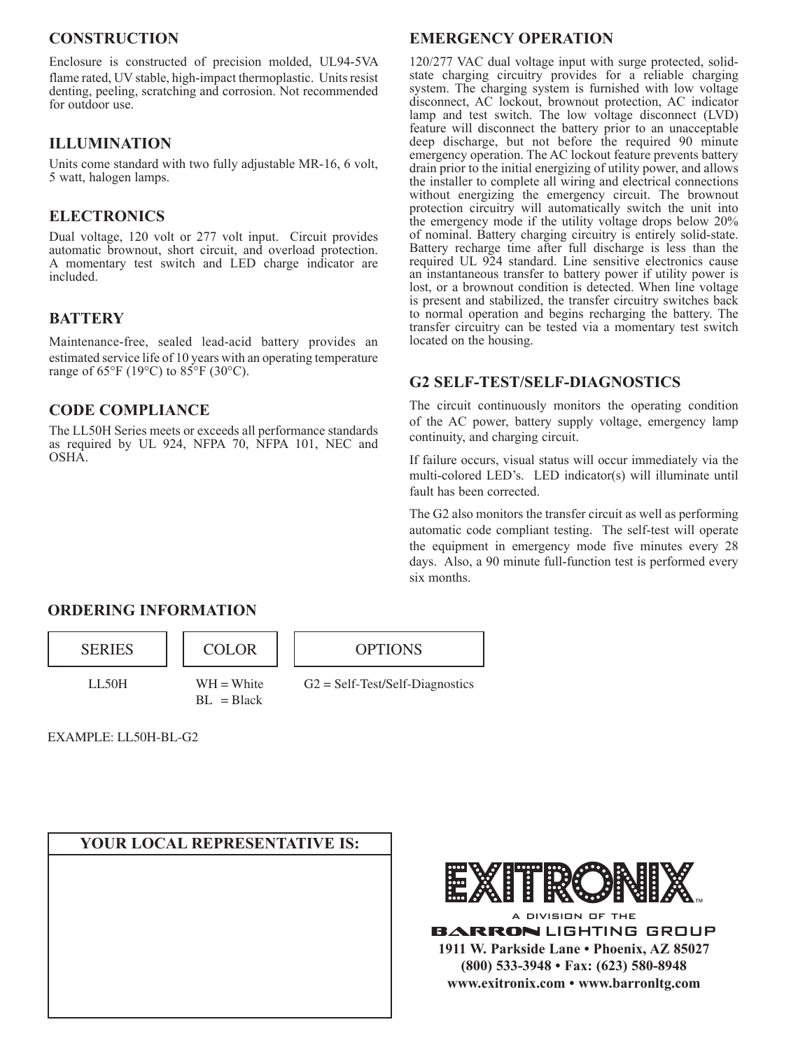## CONSTRUCTION

Enclosure is constructed of precision molded, UL94-5VA flame rated, UV stable, high-impact thermoplastic. Units resist denting, peeling, scratching and corrosion. Not recommended for outdoor use.

## ILLUMINATION

Units come standard with two fully adjustable MR-16, 6 volt, 5 watt, halogen lamps.

## ELECTRONICS

Dual voltage, 120 volt or 277 volt input. Circuit provides automatic brownout, short circuit, and overload protection. A momentary test switch and LED charge indicator are included.

## BATTERY

Maintenance-free, sealed lead-acid battery provides an estimated service life of 10 years with an operating temperature range of 65°F (19°C) to 85°F (30°C).

## CODE COMPLIANCE

The LL50H Series meets or exceeds all performance standards as required by UL 924, NFPA 70, NFPA 101, NEC and OSHA.

## EMERGENCY OPERATION

120/277 VAC dual voltage input with surge protected, solid-state charging circuitry provides for a reliable charging system. The charging system is furnished with low voltage disconnect, AC lockout, brownout protection, AC indicator lamp and test switch. The low voltage disconnect (LVD) feature will disconnect the battery prior to an unacceptable deep discharge, but not before the required 90 minute emergency operation. The AC lockout feature prevents battery drain prior to the initial energizing of utility power, and allows the installer to complete all wiring and electrical connections without energizing the emergency circuit. The brownout protection circuitry will automatically switch the unit into the emergency mode if the utility voltage drops below 20% of nominal. Battery charging circuitry is entirely solid-state. Battery recharge time after full discharge is less than the required UL 924 standard. Line sensitive electronics cause an instantaneous transfer to battery power if utility power is lost, or a brownout condition is detected. When line voltage is present and stabilized, the transfer circuitry switches back to normal operation and begins recharging the battery. The transfer circuitry can be tested via a momentary test switch located on the housing.

## G2 SELF-TEST/SELF-DIAGNOSTICS

The circuit continuously monitors the operating condition of the AC power, battery supply voltage, emergency lamp continuity, and charging circuit.

If failure occurs, visual status will occur immediately via the multi-colored LED's. LED indicator(s) will illuminate until fault has been corrected.

The G2 also monitors the transfer circuit as well as performing automatic code compliant testing. The self-test will operate the equipment in emergency mode five minutes every 28 days. Also, a 90 minute full-function test is performed every six months.

## ORDERING INFORMATION

| SERIES | COLOR | OPTIONS |
|---|---|---|
| LL50H | WH = White<br>BL = Black | G2 = Self-Test/Self-Diagnostics |

EXAMPLE: LL50H-BL-G2

**YOUR LOCAL REPRESENTATIVE IS:**

EXITRONIX™

A DIVISION OF THE

BARRON LIGHTING GROUP

**1911 W. Parkside Lane • Phoenix, AZ 85027**

**(800) 533-3948 • Fax: (623) 580-8948**

**www.exitronix.com • www.barronltg.com**